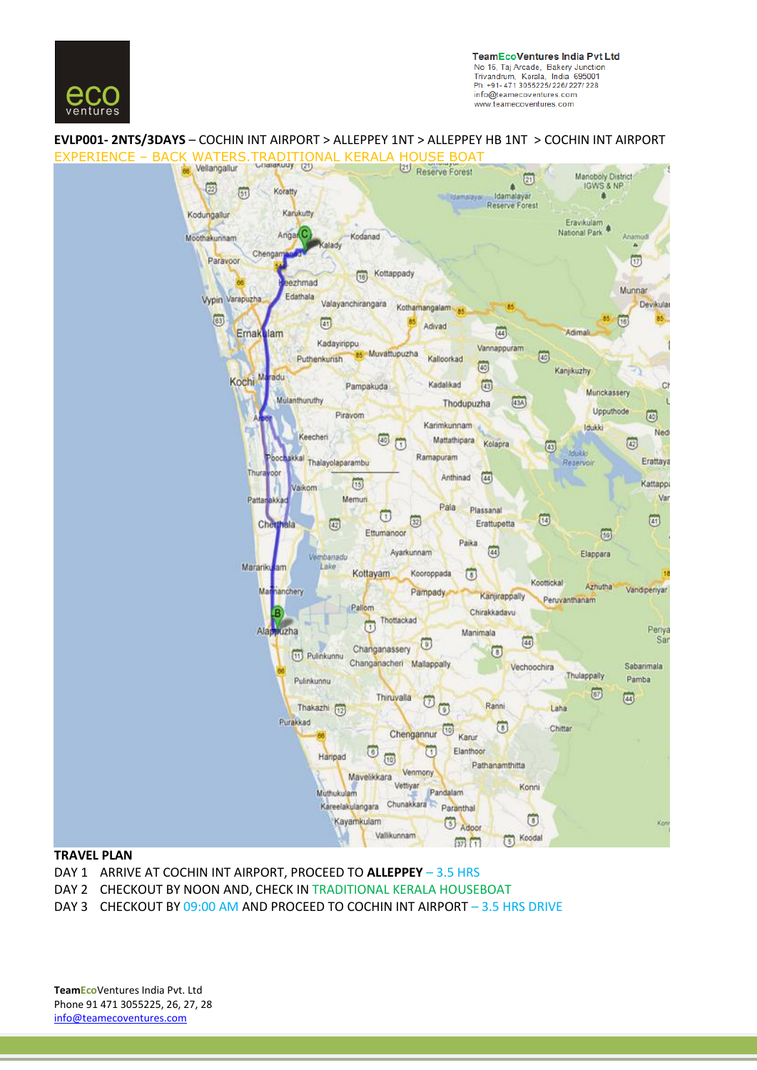TeamEcoVentures India Pvt Ltd
No 15, Taj Arcade, Bakery Junction
Trivandrum, Kerala, India 695001
Ph: +91-471 3055225/226/227/228
info@teamecoventures.com
www.teamecoventures.com

**EVLP001- 2NTS/3DAYS** – COCHIN INT AIRPORT > ALLEPPEY 1NT > ALLEPPEY HB 1NT > COCHIN INT AIRPORT

EXPERIENCE – BACK WATERS.TRADITIONAL KERALA HOUSE BOAT

## TRAVEL PLAN

DAY 1 ARRIVE AT COCHIN INT AIRPORT, PROCEED TO **ALLEPPEY** – 3.5 HRS

DAY 2 CHECKOUT BY NOON AND, CHECK IN TRADITIONAL KERALA HOUSEBOAT

DAY 3 CHECKOUT BY 09:00 AM AND PROCEED TO COCHIN INT AIRPORT – 3.5 HRS DRIVE

**TeamEco**Ventures India Pvt. Ltd
Phone 91 471 3055225, 26, 27, 28
info@teamecoventures.com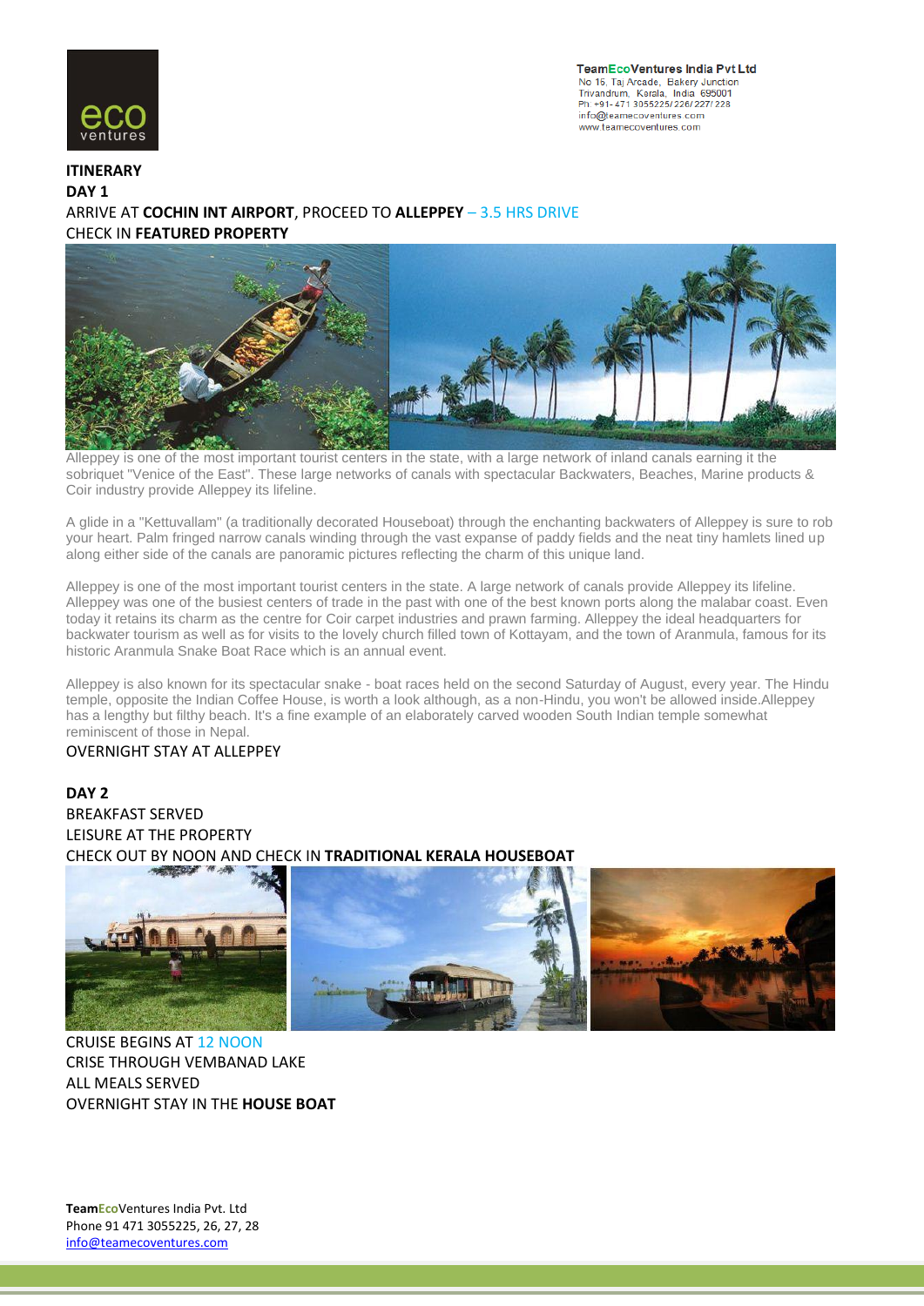**ITINERARY**

**DAY 1**

ARRIVE AT **COCHIN INT AIRPORT**, PROCEED TO **ALLEPPEY** – 3.5 HRS DRIVE

CHECK IN **FEATURED PROPERTY**

Alleppey is one of the most important tourist centers in the state, with a large network of inland canals earning it the sobriquet "Venice of the East". These large networks of canals with spectacular Backwaters, Beaches, Marine products & Coir industry provide Alleppey its lifeline.

A glide in a "Kettuvallam" (a traditionally decorated Houseboat) through the enchanting backwaters of Alleppey is sure to rob your heart. Palm fringed narrow canals winding through the vast expanse of paddy fields and the neat tiny hamlets lined up along either side of the canals are panoramic pictures reflecting the charm of this unique land.

Alleppey is one of the most important tourist centers in the state. A large network of canals provide Alleppey its lifeline. Alleppey was one of the busiest centers of trade in the past with one of the best known ports along the malabar coast. Even today it retains its charm as the centre for Coir carpet industries and prawn farming. Alleppey the ideal headquarters for backwater tourism as well as for visits to the lovely church filled town of Kottayam, and the town of Aranmula, famous for its historic Aranmula Snake Boat Race which is an annual event.

Alleppey is also known for its spectacular snake - boat races held on the second Saturday of August, every year. The Hindu temple, opposite the Indian Coffee House, is worth a look although, as a non-Hindu, you won't be allowed inside.Alleppey has a lengthy but filthy beach. It's a fine example of an elaborately carved wooden South Indian temple somewhat reminiscent of those in Nepal.

OVERNIGHT STAY AT ALLEPPEY

**DAY 2**

BREAKFAST SERVED

LEISURE AT THE PROPERTY

CHECK OUT BY NOON AND CHECK IN **TRADITIONAL KERALA HOUSEBOAT**

CRUISE BEGINS AT 12 NOON

CRISE THROUGH VEMBANAD LAKE

ALL MEALS SERVED

OVERNIGHT STAY IN THE **HOUSE BOAT**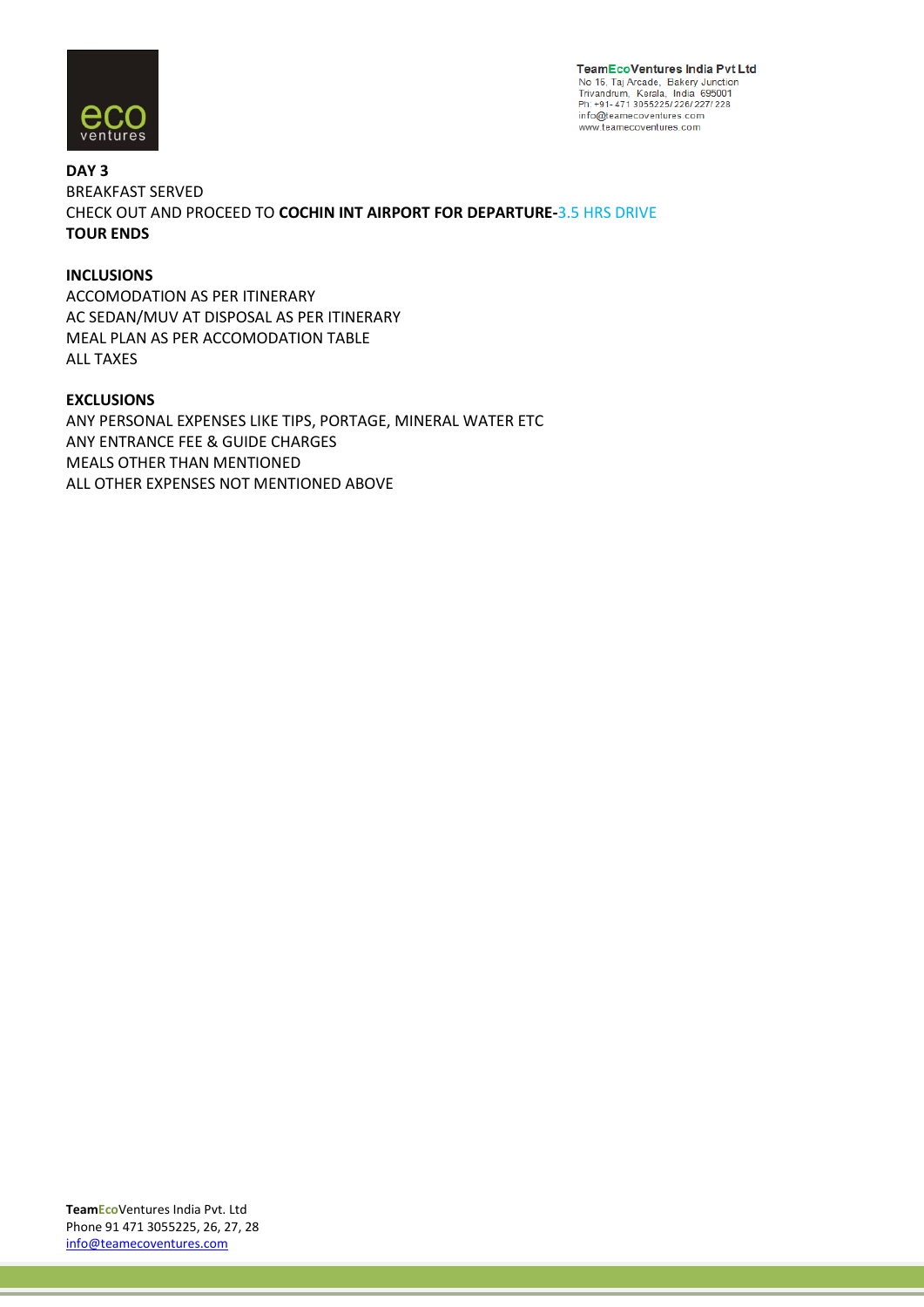**DAY 3**

BREAKFAST SERVED

CHECK OUT AND PROCEED TO **COCHIN INT AIRPORT FOR DEPARTURE-**3.5 HRS DRIVE

**TOUR ENDS**

**INCLUSIONS**

ACCOMODATION AS PER ITINERARY

AC SEDAN/MUV AT DISPOSAL AS PER ITINERARY

MEAL PLAN AS PER ACCOMODATION TABLE

ALL TAXES

**EXCLUSIONS**

ANY PERSONAL EXPENSES LIKE TIPS, PORTAGE, MINERAL WATER ETC

ANY ENTRANCE FEE & GUIDE CHARGES

MEALS OTHER THAN MENTIONED

ALL OTHER EXPENSES NOT MENTIONED ABOVE